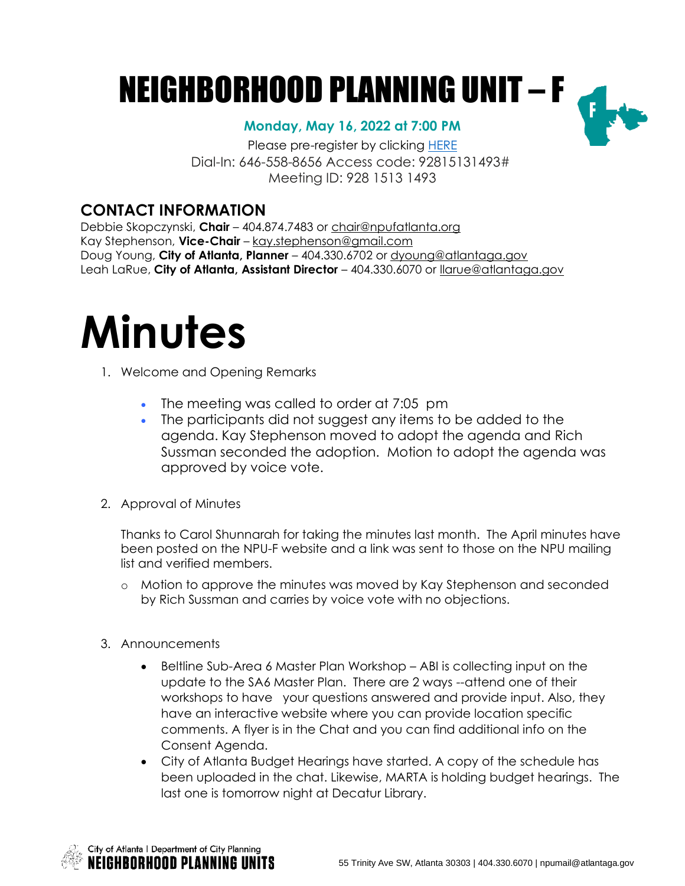# NEIGHBORHOOD PLANNING UNIT – F

**Monday, May 16, 2022 at 7:00 PM**

Please pre-register by clicking HERE
Dial-In: 646-558-8656 Access code: 92815131493#
Meeting ID: 928 1513 1493

## CONTACT INFORMATION

Debbie Skopczynski, **Chair** – 404.874.7483 or chair@npufatlanta.org
Kay Stephenson, **Vice-Chair** – kay.stephenson@gmail.com
Doug Young, **City of Atlanta, Planner** – 404.330.6702 or dyoung@atlantaga.gov
Leah LaRue, **City of Atlanta, Assistant Director** – 404.330.6070 or llarue@atlantaga.gov

# Minutes

1. Welcome and Opening Remarks

   - The meeting was called to order at 7:05 pm
   - The participants did not suggest any items to be added to the agenda. Kay Stephenson moved to adopt the agenda and Rich Sussman seconded the adoption. Motion to adopt the agenda was approved by voice vote.

2. Approval of Minutes

   Thanks to Carol Shunnarah for taking the minutes last month. The April minutes have been posted on the NPU-F website and a link was sent to those on the NPU mailing list and verified members.

   - Motion to approve the minutes was moved by Kay Stephenson and seconded by Rich Sussman and carries by voice vote with no objections.

3. Announcements

   - Beltline Sub-Area 6 Master Plan Workshop – ABI is collecting input on the update to the SA6 Master Plan. There are 2 ways --attend one of their workshops to have your questions answered and provide input. Also, they have an interactive website where you can provide location specific comments. A flyer is in the Chat and you can find additional info on the Consent Agenda.
   - City of Atlanta Budget Hearings have started. A copy of the schedule has been uploaded in the chat. Likewise, MARTA is holding budget hearings. The last one is tomorrow night at Decatur Library.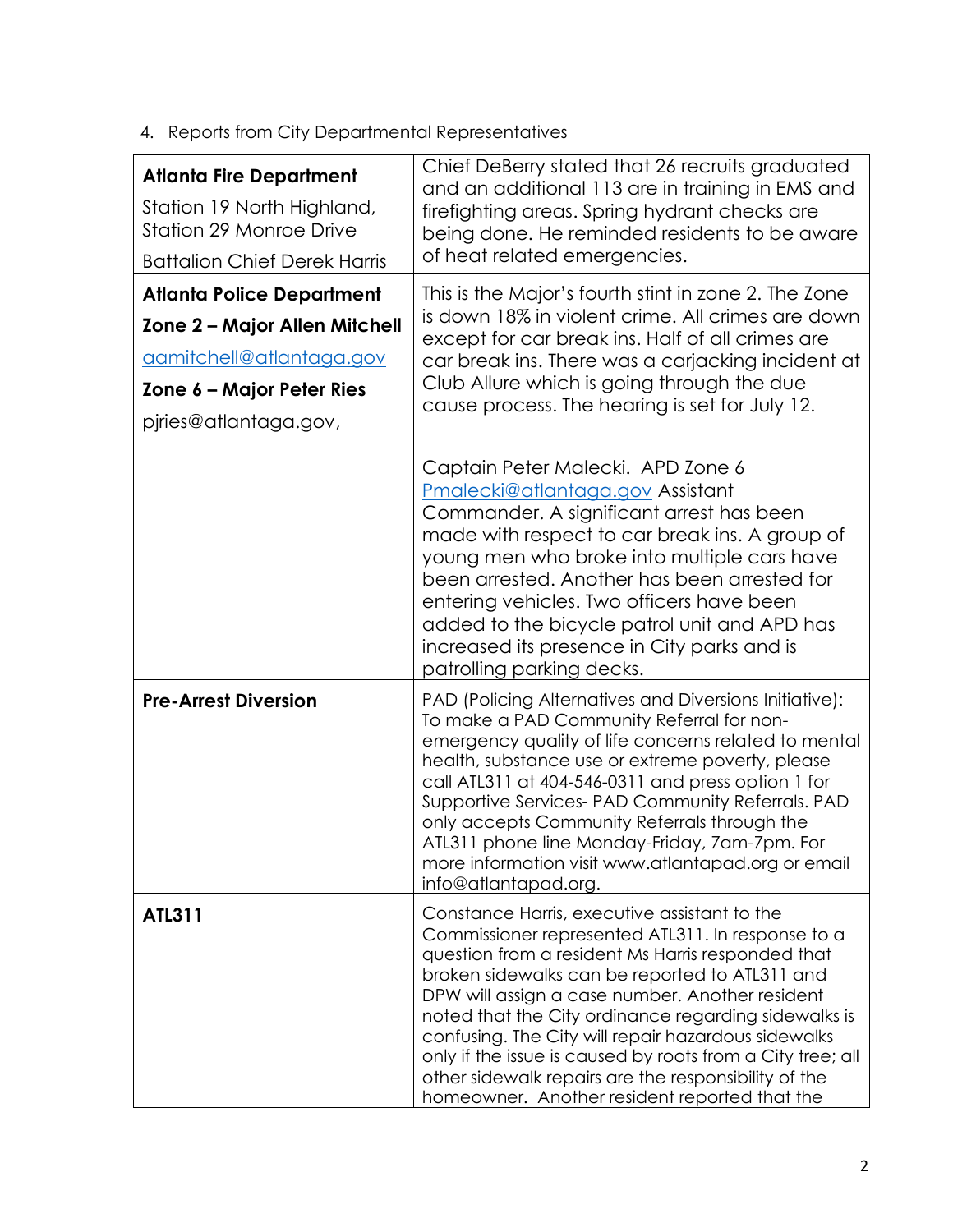4. Reports from City Departmental Representatives

| | |
|---|---|
| **Atlanta Fire Department**<br>Station 19 North Highland, Station 29 Monroe Drive<br>Battalion Chief Derek Harris | Chief DeBerry stated that 26 recruits graduated and an additional 113 are in training in EMS and firefighting areas. Spring hydrant checks are being done. He reminded residents to be aware of heat related emergencies. |
| **Atlanta Police Department**<br>**Zone 2 – Major Allen Mitchell**<br>aamitchell@atlantaga.gov<br>**Zone 6 – Major Peter Ries**<br>pjries@atlantaga.gov, | This is the Major's fourth stint in zone 2. The Zone is down 18% in violent crime. All crimes are down except for car break ins. Half of all crimes are car break ins. There was a carjacking incident at Club Allure which is going through the due cause process. The hearing is set for July 12.<br><br>Captain Peter Malecki. APD Zone 6 Pmalecki@atlantaga.gov Assistant Commander. A significant arrest has been made with respect to car break ins. A group of young men who broke into multiple cars have been arrested. Another has been arrested for entering vehicles. Two officers have been added to the bicycle patrol unit and APD has increased its presence in City parks and is patrolling parking decks. |
| **Pre-Arrest Diversion** | PAD (Policing Alternatives and Diversions Initiative): To make a PAD Community Referral for non-emergency quality of life concerns related to mental health, substance use or extreme poverty, please call ATL311 at 404-546-0311 and press option 1 for Supportive Services- PAD Community Referrals. PAD only accepts Community Referrals through the ATL311 phone line Monday-Friday, 7am-7pm. For more information visit www.atlantapad.org or email info@atlantapad.org. |
| **ATL311** | Constance Harris, executive assistant to the Commissioner represented ATL311. In response to a question from a resident Ms Harris responded that broken sidewalks can be reported to ATL311 and DPW will assign a case number. Another resident noted that the City ordinance regarding sidewalks is confusing. The City will repair hazardous sidewalks only if the issue is caused by roots from a City tree; all other sidewalk repairs are the responsibility of the homeowner. Another resident reported that the |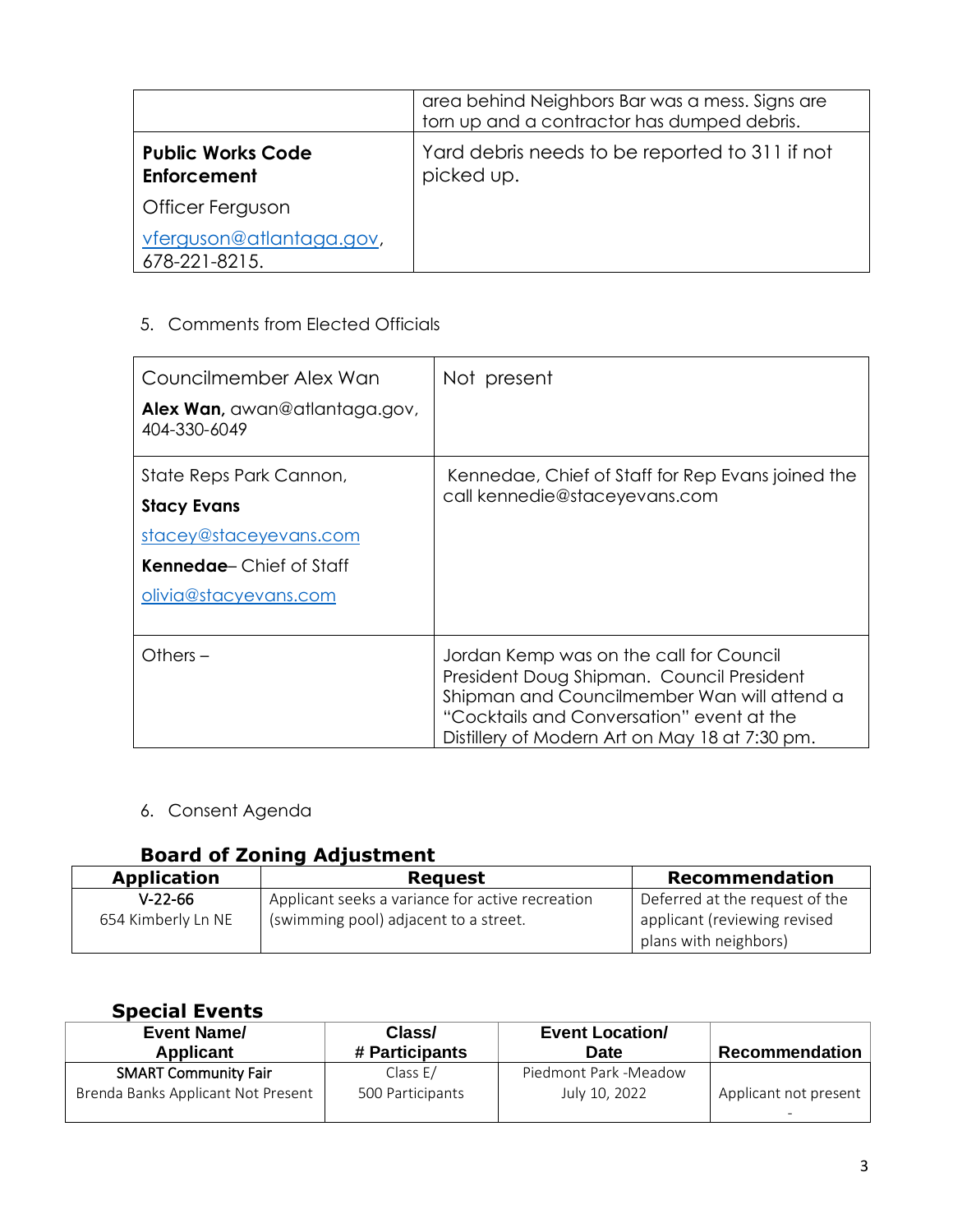| | |
|---|---|
| | area behind Neighbors Bar was a mess. Signs are torn up and a contractor has dumped debris. |
| **Public Works Code Enforcement**<br>Officer Ferguson<br>vferguson@atlantaga.gov, 678-221-8215. | Yard debris needs to be reported to 311 if not picked up. |

5. Comments from Elected Officials

| | |
|---|---|
| Councilmember Alex Wan<br>**Alex Wan,** awan@atlantaga.gov, 404-330-6049 | Not present |
| State Reps Park Cannon,<br>**Stacy Evans**<br>stacey@staceyevans.com<br>**Kennedae**– Chief of Staff<br>olivia@stacyevans.com | Kennedae, Chief of Staff for Rep Evans joined the call kennedie@staceyevans.com |
| Others – | Jordan Kemp was on the call for Council President Doug Shipman. Council President Shipman and Councilmember Wan will attend a "Cocktails and Conversation" event at the Distillery of Modern Art on May 18 at 7:30 pm. |

6. Consent Agenda

### Board of Zoning Adjustment

| Application | Request | Recommendation |
|---|---|---|
| V-22-66<br>654 Kimberly Ln NE | Applicant seeks a variance for active recreation (swimming pool) adjacent to a street. | Deferred at the request of the applicant (reviewing revised plans with neighbors) |

### Special Events

| Event Name/ Applicant | Class/ # Participants | Event Location/ Date | Recommendation |
|---|---|---|---|
| SMART Community Fair<br>Brenda Banks Applicant Not Present | Class E/<br>500 Participants | Piedmont Park -Meadow<br>July 10, 2022 | Applicant not present<br>- |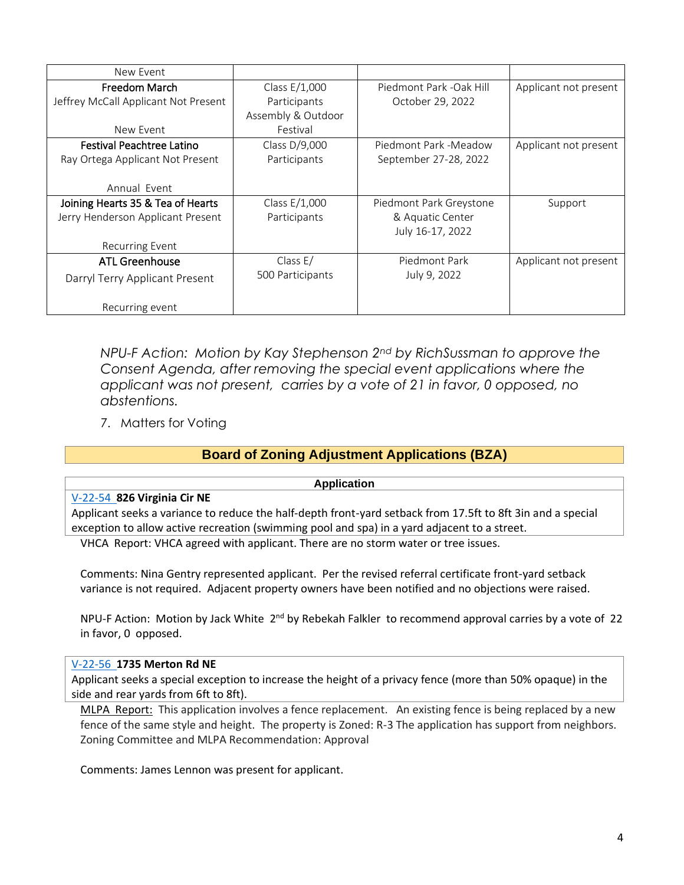| New Event | | | |
|---|---|---|---|
| **Freedom March**<br>Jeffrey McCall Applicant Not Present<br><br>New Event | Class E/1,000 Participants<br>Assembly & Outdoor Festival | Piedmont Park -Oak Hill<br>October 29, 2022 | Applicant not present |
| **Festival Peachtree Latino**<br>Ray Ortega Applicant Not Present<br><br>Annual Event | Class D/9,000 Participants | Piedmont Park -Meadow<br>September 27-28, 2022 | Applicant not present |
| **Joining Hearts 35 & Tea of Hearts**<br>Jerry Henderson Applicant Present<br><br>Recurring Event | Class E/1,000 Participants | Piedmont Park Greystone & Aquatic Center<br>July 16-17, 2022 | Support |
| **ATL Greenhouse**<br>Darryl Terry Applicant Present<br><br>Recurring event | Class E/<br>500 Participants | Piedmont Park<br>July 9, 2022 | Applicant not present |

*NPU-F Action: Motion by Kay Stephenson 2nd by RichSussman to approve the Consent Agenda, after removing the special event applications where the applicant was not present, carries by a vote of 21 in favor, 0 opposed, no abstentions.*

7. Matters for Voting

## Board of Zoning Adjustment Applications (BZA)

**Application**

V-22-54 **826 Virginia Cir NE**

Applicant seeks a variance to reduce the half-depth front-yard setback from 17.5ft to 8ft 3in and a special exception to allow active recreation (swimming pool and spa) in a yard adjacent to a street.

VHCA Report: VHCA agreed with applicant. There are no storm water or tree issues.

Comments: Nina Gentry represented applicant. Per the revised referral certificate front-yard setback variance is not required. Adjacent property owners have been notified and no objections were raised.

NPU-F Action: Motion by Jack White 2nd by Rebekah Falkler to recommend approval carries by a vote of 22 in favor, 0 opposed.

V-22-56 **1735 Merton Rd NE**

Applicant seeks a special exception to increase the height of a privacy fence (more than 50% opaque) in the side and rear yards from 6ft to 8ft).

MLPA Report: This application involves a fence replacement. An existing fence is being replaced by a new fence of the same style and height. The property is Zoned: R-3 The application has support from neighbors. Zoning Committee and MLPA Recommendation: Approval

Comments: James Lennon was present for applicant.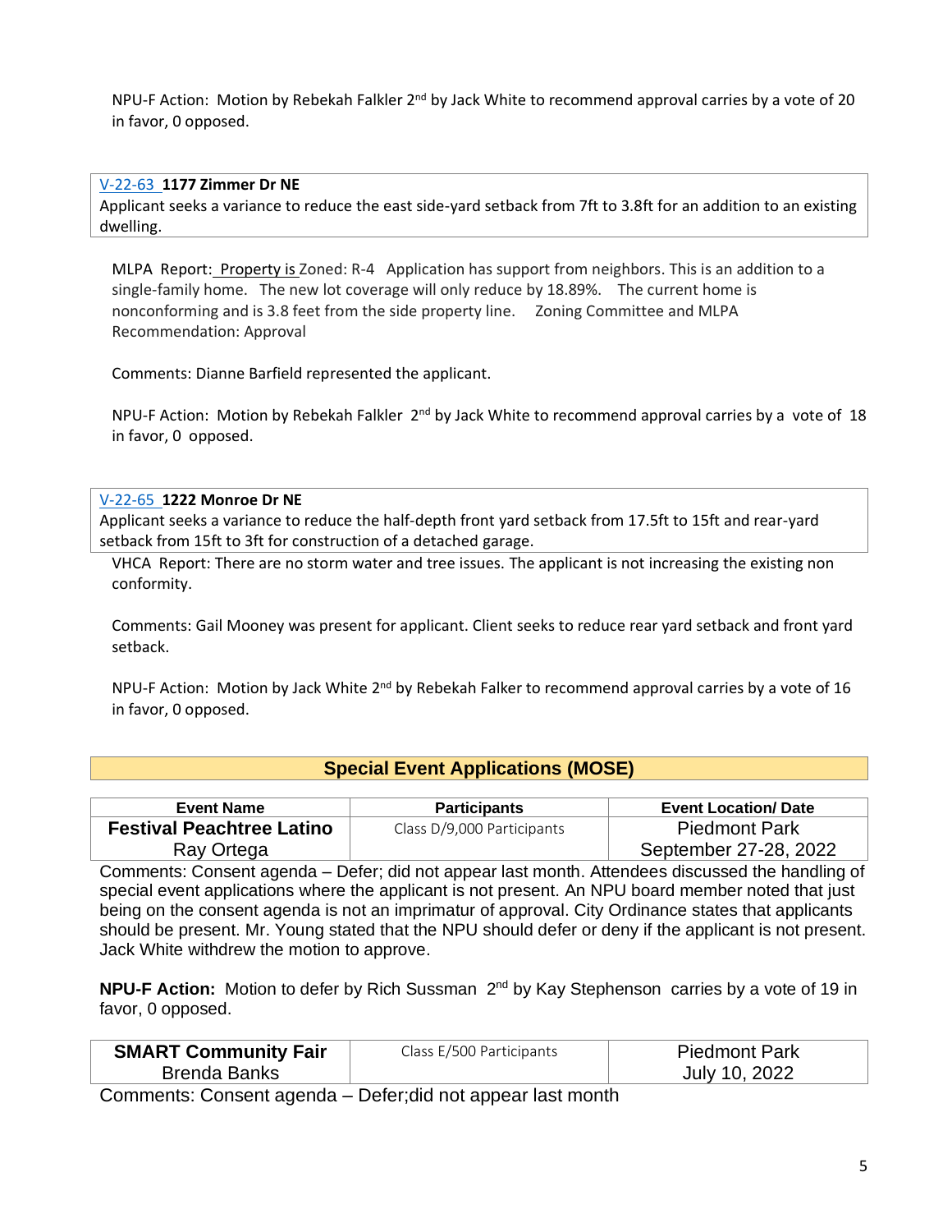NPU-F Action: Motion by Rebekah Falkler 2nd by Jack White to recommend approval carries by a vote of 20 in favor, 0 opposed.

**V-22-63 1177 Zimmer Dr NE**
Applicant seeks a variance to reduce the east side-yard setback from 7ft to 3.8ft for an addition to an existing dwelling.

MLPA Report: Property is Zoned: R-4 Application has support from neighbors. This is an addition to a single-family home. The new lot coverage will only reduce by 18.89%. The current home is nonconforming and is 3.8 feet from the side property line. Zoning Committee and MLPA Recommendation: Approval

Comments: Dianne Barfield represented the applicant.

NPU-F Action: Motion by Rebekah Falkler 2nd by Jack White to recommend approval carries by a vote of 18 in favor, 0 opposed.

**V-22-65 1222 Monroe Dr NE**
Applicant seeks a variance to reduce the half-depth front yard setback from 17.5ft to 15ft and rear-yard setback from 15ft to 3ft for construction of a detached garage.

VHCA Report: There are no storm water and tree issues. The applicant is not increasing the existing non conformity.

Comments: Gail Mooney was present for applicant. Client seeks to reduce rear yard setback and front yard setback.

NPU-F Action: Motion by Jack White 2nd by Rebekah Falker to recommend approval carries by a vote of 16 in favor, 0 opposed.

## Special Event Applications (MOSE)

| Event Name | Participants | Event Location/ Date |
|---|---|---|
| **Festival Peachtree Latino** Ray Ortega | Class D/9,000 Participants | Piedmont Park September 27-28, 2022 |

Comments: Consent agenda – Defer; did not appear last month. Attendees discussed the handling of special event applications where the applicant is not present. An NPU board member noted that just being on the consent agenda is not an imprimatur of approval. City Ordinance states that applicants should be present. Mr. Young stated that the NPU should defer or deny if the applicant is not present. Jack White withdrew the motion to approve.

**NPU-F Action:** Motion to defer by Rich Sussman 2nd by Kay Stephenson carries by a vote of 19 in favor, 0 opposed.

| Event Name | Participants | Event Location/ Date |
|---|---|---|
| **SMART Community Fair** Brenda Banks | Class E/500 Participants | Piedmont Park July 10, 2022 |

Comments: Consent agenda – Defer;did not appear last month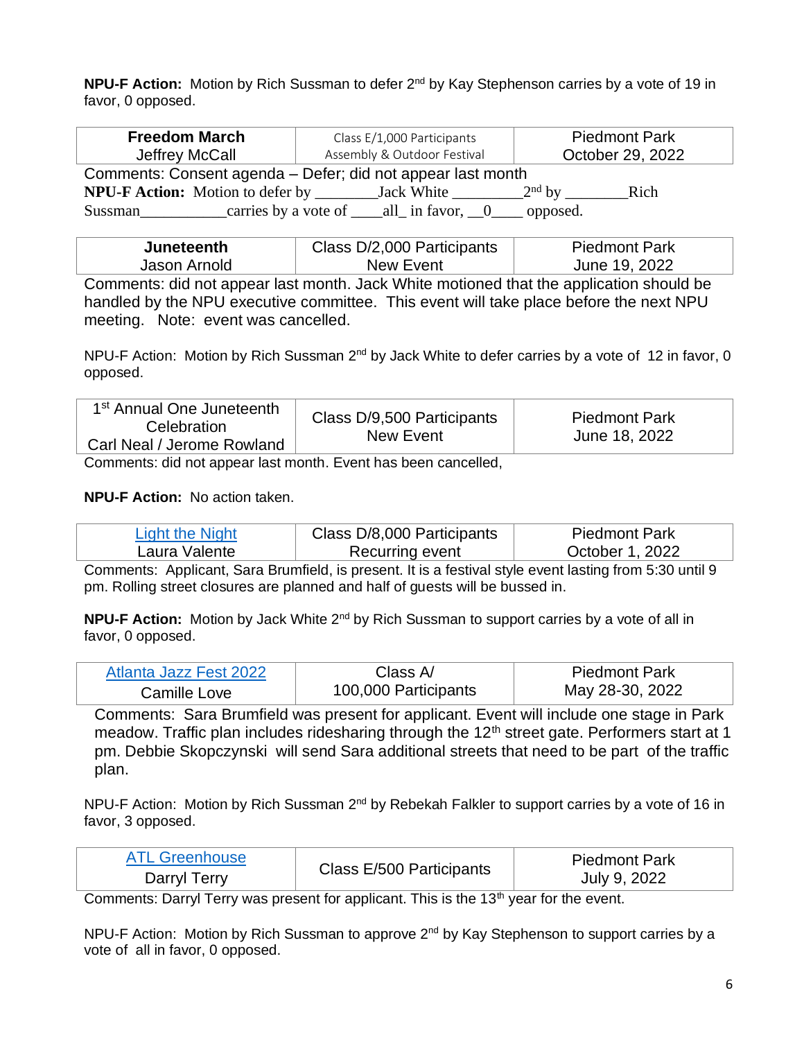**NPU-F Action:** Motion by Rich Sussman to defer 2nd by Kay Stephenson carries by a vote of 19 in favor, 0 opposed.

| **Freedom March**<br>Jeffrey McCall | Class E/1,000 Participants<br>Assembly & Outdoor Festival | Piedmont Park<br>October 29, 2022 |
|---|---|---|

Comments: Consent agenda – Defer; did not appear last month

**NPU-F Action:** Motion to defer by ________Jack White _________2nd by ________Rich Sussman___________carries by a vote of ____all_ in favor, __0____ opposed.

| **Juneteenth**<br>Jason Arnold | Class D/2,000 Participants<br>New Event | Piedmont Park<br>June 19, 2022 |
|---|---|---|

Comments: did not appear last month. Jack White motioned that the application should be handled by the NPU executive committee. This event will take place before the next NPU meeting. Note: event was cancelled.

NPU-F Action: Motion by Rich Sussman 2nd by Jack White to defer carries by a vote of 12 in favor, 0 opposed.

| 1st Annual One Juneteenth Celebration<br>Carl Neal / Jerome Rowland | Class D/9,500 Participants<br>New Event | Piedmont Park<br>June 18, 2022 |
|---|---|---|

Comments: did not appear last month. Event has been cancelled,

**NPU-F Action:** No action taken.

| Light the Night<br>Laura Valente | Class D/8,000 Participants<br>Recurring event | Piedmont Park<br>October 1, 2022 |
|---|---|---|

Comments: Applicant, Sara Brumfield, is present. It is a festival style event lasting from 5:30 until 9 pm. Rolling street closures are planned and half of guests will be bussed in.

**NPU-F Action:** Motion by Jack White 2nd by Rich Sussman to support carries by a vote of all in favor, 0 opposed.

| Atlanta Jazz Fest 2022<br>Camille Love | Class A/<br>100,000 Participants | Piedmont Park<br>May 28-30, 2022 |
|---|---|---|

Comments: Sara Brumfield was present for applicant. Event will include one stage in Park meadow. Traffic plan includes ridesharing through the 12th street gate. Performers start at 1 pm. Debbie Skopczynski will send Sara additional streets that need to be part of the traffic plan.

NPU-F Action: Motion by Rich Sussman 2nd by Rebekah Falkler to support carries by a vote of 16 in favor, 3 opposed.

| ATL Greenhouse<br>Darryl Terry | Class E/500 Participants | Piedmont Park<br>July 9, 2022 |
|---|---|---|

Comments: Darryl Terry was present for applicant. This is the 13th year for the event.

NPU-F Action: Motion by Rich Sussman to approve 2nd by Kay Stephenson to support carries by a vote of all in favor, 0 opposed.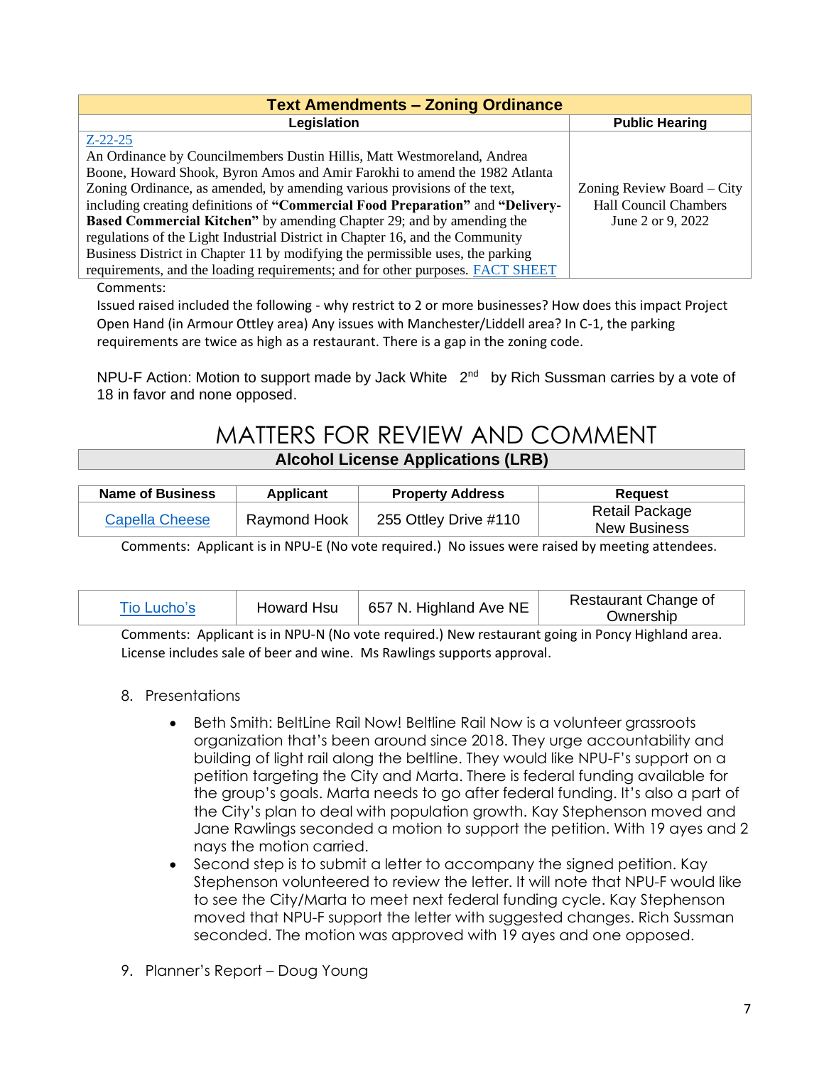| Text Amendments – Zoning Ordinance | |
|---|---|
| **Legislation** | **Public Hearing** |
| Z-22-25<br>An Ordinance by Councilmembers Dustin Hillis, Matt Westmoreland, Andrea Boone, Howard Shook, Byron Amos and Amir Farokhi to amend the 1982 Atlanta Zoning Ordinance, as amended, by amending various provisions of the text, including creating definitions of **"Commercial Food Preparation"** and **"Delivery-Based Commercial Kitchen"** by amending Chapter 29; and by amending the regulations of the Light Industrial District in Chapter 16, and the Community Business District in Chapter 11 by modifying the permissible uses, the parking requirements, and the loading requirements; and for other purposes. FACT SHEET | Zoning Review Board – City Hall Council Chambers June 2 or 9, 2022 |

Comments:
Issued raised included the following - why restrict to 2 or more businesses? How does this impact Project Open Hand (in Armour Ottley area) Any issues with Manchester/Liddell area? In C-1, the parking requirements are twice as high as a restaurant. There is a gap in the zoning code.

NPU-F Action: Motion to support made by Jack White 2nd by Rich Sussman carries by a vote of 18 in favor and none opposed.

# MATTERS FOR REVIEW AND COMMENT

## Alcohol License Applications (LRB)

| Name of Business | Applicant | Property Address | Request |
|---|---|---|---|
| Capella Cheese | Raymond Hook | 255 Ottley Drive #110 | Retail Package New Business |

Comments: Applicant is in NPU-E (No vote required.) No issues were raised by meeting attendees.

| Name of Business | Applicant | Property Address | Request |
|---|---|---|---|
| Tio Lucho's | Howard Hsu | 657 N. Highland Ave NE | Restaurant Change of Ownership |

Comments: Applicant is in NPU-N (No vote required.) New restaurant going in Poncy Highland area. License includes sale of beer and wine. Ms Rawlings supports approval.

8. Presentations

   - Beth Smith: BeltLine Rail Now! Beltline Rail Now is a volunteer grassroots organization that's been around since 2018. They urge accountability and building of light rail along the beltline. They would like NPU-F's support on a petition targeting the City and Marta. There is federal funding available for the group's goals. Marta needs to go after federal funding. It's also a part of the City's plan to deal with population growth. Kay Stephenson moved and Jane Rawlings seconded a motion to support the petition. With 19 ayes and 2 nays the motion carried.
   - Second step is to submit a letter to accompany the signed petition. Kay Stephenson volunteered to review the letter. It will note that NPU-F would like to see the City/Marta to meet next federal funding cycle. Kay Stephenson moved that NPU-F support the letter with suggested changes. Rich Sussman seconded. The motion was approved with 19 ayes and one opposed.

9. Planner's Report – Doug Young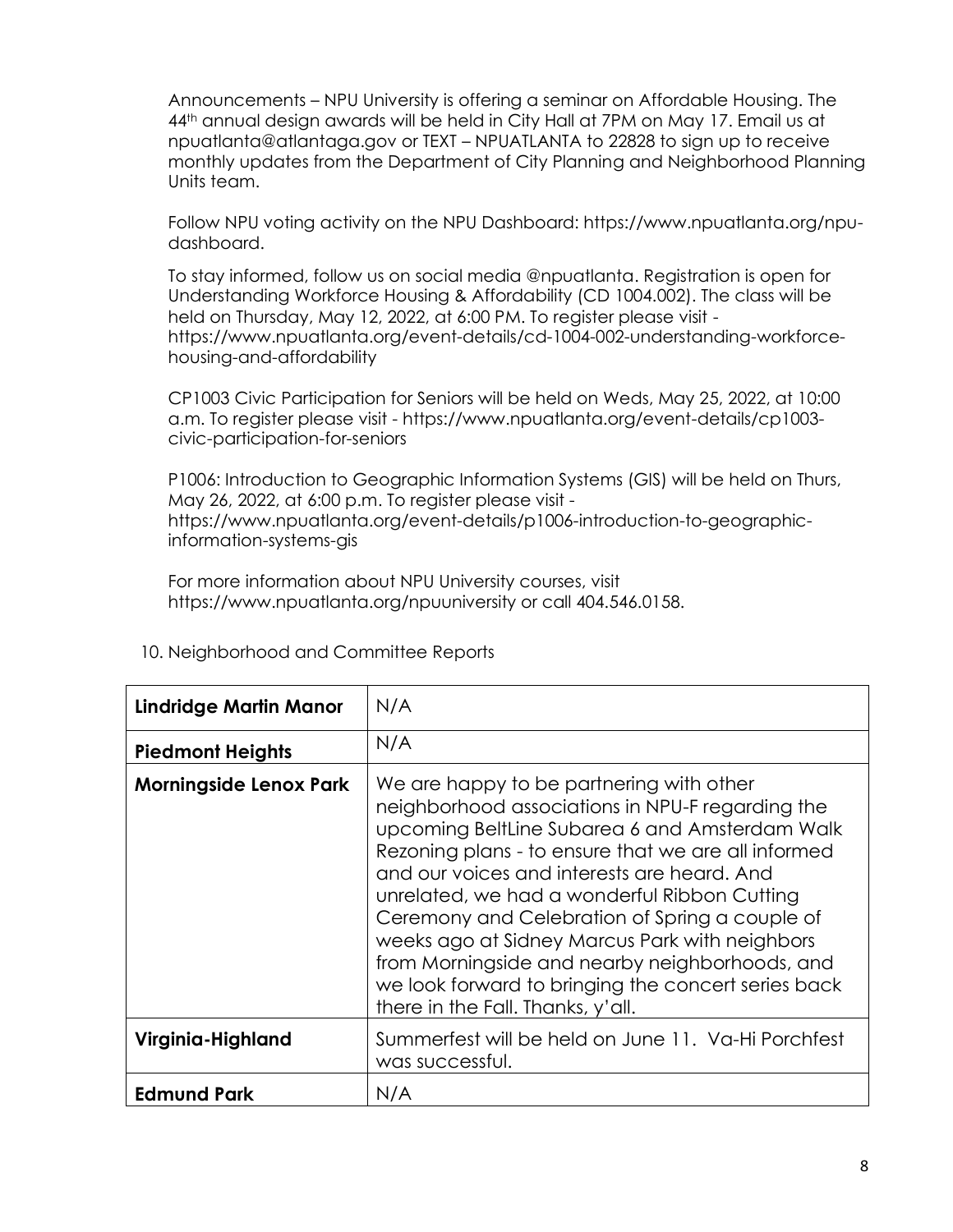Announcements – NPU University is offering a seminar on Affordable Housing. The 44th annual design awards will be held in City Hall at 7PM on May 17. Email us at npuatlanta@atlantaga.gov or TEXT – NPUATLANTA to 22828 to sign up to receive monthly updates from the Department of City Planning and Neighborhood Planning Units team.

Follow NPU voting activity on the NPU Dashboard: https://www.npuatlanta.org/npu-dashboard.

To stay informed, follow us on social media @npuatlanta. Registration is open for Understanding Workforce Housing & Affordability (CD 1004.002). The class will be held on Thursday, May 12, 2022, at 6:00 PM. To register please visit - https://www.npuatlanta.org/event-details/cd-1004-002-understanding-workforce-housing-and-affordability

CP1003 Civic Participation for Seniors will be held on Weds, May 25, 2022, at 10:00 a.m. To register please visit - https://www.npuatlanta.org/event-details/cp1003-civic-participation-for-seniors

P1006: Introduction to Geographic Information Systems (GIS) will be held on Thurs, May 26, 2022, at 6:00 p.m. To register please visit - https://www.npuatlanta.org/event-details/p1006-introduction-to-geographic-information-systems-gis

For more information about NPU University courses, visit https://www.npuatlanta.org/npuuniversity or call 404.546.0158.

10. Neighborhood and Committee Reports

| | |
|---|---|
| **Lindridge Martin Manor** | N/A |
| **Piedmont Heights** | N/A |
| **Morningside Lenox Park** | We are happy to be partnering with other neighborhood associations in NPU-F regarding the upcoming BeltLine Subarea 6 and Amsterdam Walk Rezoning plans - to ensure that we are all informed and our voices and interests are heard. And unrelated, we had a wonderful Ribbon Cutting Ceremony and Celebration of Spring a couple of weeks ago at Sidney Marcus Park with neighbors from Morningside and nearby neighborhoods, and we look forward to bringing the concert series back there in the Fall. Thanks, y'all. |
| **Virginia-Highland** | Summerfest will be held on June 11. Va-Hi Porchfest was successful. |
| **Edmund Park** | N/A |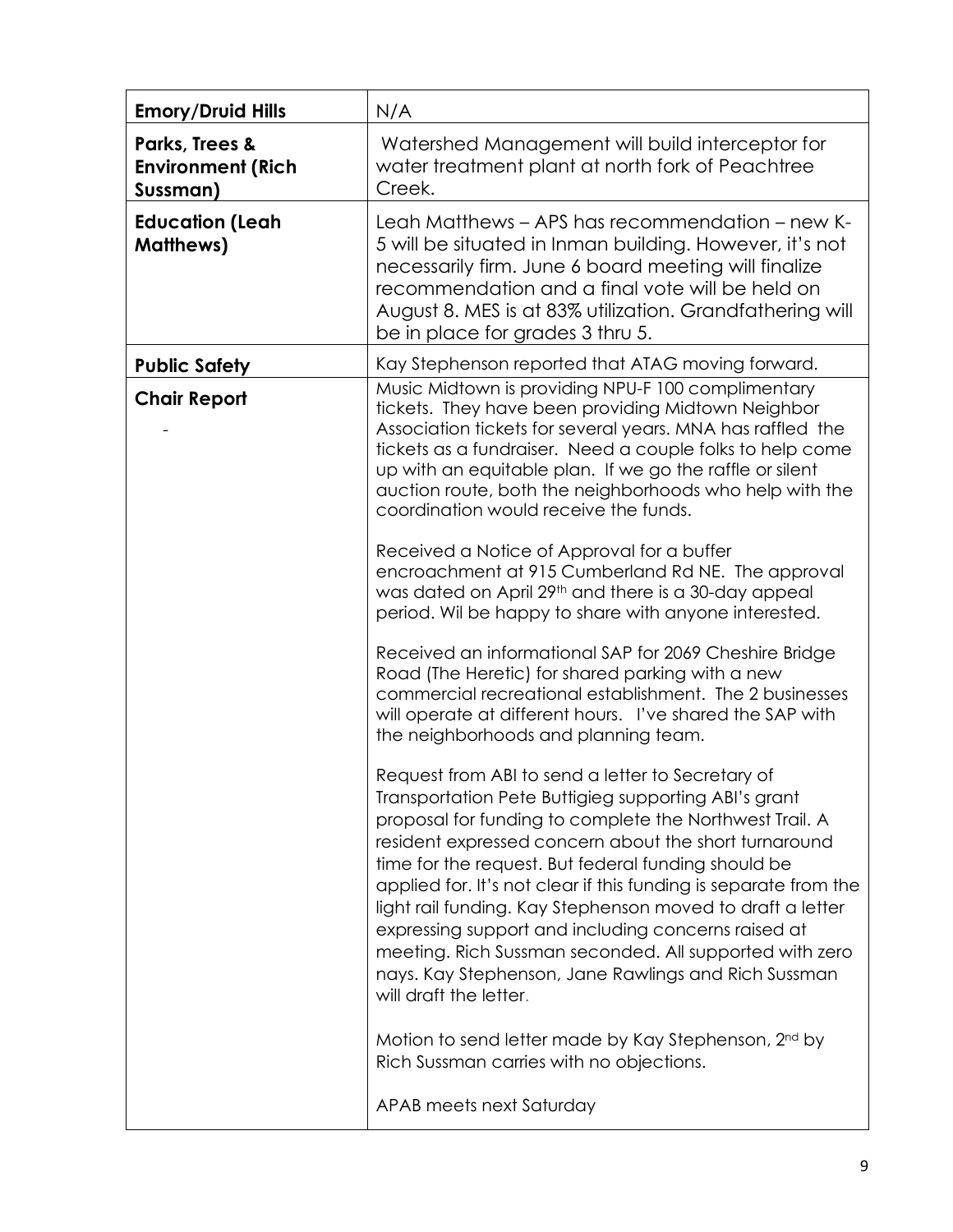| **Emory/Druid Hills** | N/A |
|---|---|
| **Parks, Trees & Environment (Rich Sussman)** | Watershed Management will build interceptor for water treatment plant at north fork of Peachtree Creek. |
| **Education (Leah Matthews)** | Leah Matthews – APS has recommendation – new K-5 will be situated in Inman building. However, it's not necessarily firm. June 6 board meeting will finalize recommendation and a final vote will be held on August 8. MES is at 83% utilization. Grandfathering will be in place for grades 3 thru 5. |
| **Public Safety** | Kay Stephenson reported that ATAG moving forward. |
| **Chair Report**<br><br>- | Music Midtown is providing NPU-F 100 complimentary tickets. They have been providing Midtown Neighbor Association tickets for several years. MNA has raffled the tickets as a fundraiser. Need a couple folks to help come up with an equitable plan. If we go the raffle or silent auction route, both the neighborhoods who help with the coordination would receive the funds.<br><br>Received a Notice of Approval for a buffer encroachment at 915 Cumberland Rd NE. The approval was dated on April 29th and there is a 30-day appeal period. Wil be happy to share with anyone interested.<br><br>Received an informational SAP for 2069 Cheshire Bridge Road (The Heretic) for shared parking with a new commercial recreational establishment. The 2 businesses will operate at different hours. I've shared the SAP with the neighborhoods and planning team.<br><br>Request from ABI to send a letter to Secretary of Transportation Pete Buttigieg supporting ABI's grant proposal for funding to complete the Northwest Trail. A resident expressed concern about the short turnaround time for the request. But federal funding should be applied for. It's not clear if this funding is separate from the light rail funding. Kay Stephenson moved to draft a letter expressing support and including concerns raised at meeting. Rich Sussman seconded. All supported with zero nays. Kay Stephenson, Jane Rawlings and Rich Sussman will draft the letter.<br><br>Motion to send letter made by Kay Stephenson, 2nd by Rich Sussman carries with no objections.<br><br>APAB meets next Saturday |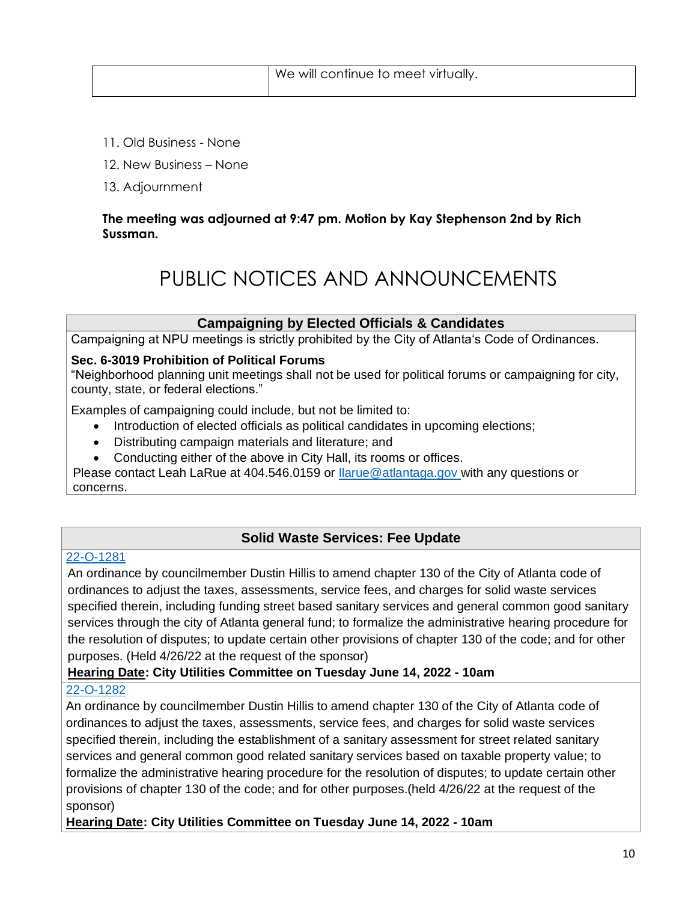| | We will continue to meet virtually. |
|---|---|

11. Old Business - None
12. New Business – None
13. Adjournment

**The meeting was adjourned at 9:47 pm. Motion by Kay Stephenson 2nd by Rich Sussman.**

# PUBLIC NOTICES AND ANNOUNCEMENTS

## Campaigning by Elected Officials & Candidates

Campaigning at NPU meetings is strictly prohibited by the City of Atlanta's Code of Ordinances.

**Sec. 6-3019 Prohibition of Political Forums**
"Neighborhood planning unit meetings shall not be used for political forums or campaigning for city, county, state, or federal elections."

Examples of campaigning could include, but not be limited to:

- Introduction of elected officials as political candidates in upcoming elections;
- Distributing campaign materials and literature; and
- Conducting either of the above in City Hall, its rooms or offices.

Please contact Leah LaRue at 404.546.0159 or llarue@atlantaga.gov with any questions or concerns.

## Solid Waste Services: Fee Update

22-O-1281

An ordinance by councilmember Dustin Hillis to amend chapter 130 of the City of Atlanta code of ordinances to adjust the taxes, assessments, service fees, and charges for solid waste services specified therein, including funding street based sanitary services and general common good sanitary services through the city of Atlanta general fund; to formalize the administrative hearing procedure for the resolution of disputes; to update certain other provisions of chapter 130 of the code; and for other purposes. (Held 4/26/22 at the request of the sponsor)

**Hearing Date: City Utilities Committee on Tuesday June 14, 2022 - 10am**

22-O-1282

An ordinance by councilmember Dustin Hillis to amend chapter 130 of the City of Atlanta code of ordinances to adjust the taxes, assessments, service fees, and charges for solid waste services specified therein, including the establishment of a sanitary assessment for street related sanitary services and general common good related sanitary services based on taxable property value; to formalize the administrative hearing procedure for the resolution of disputes; to update certain other provisions of chapter 130 of the code; and for other purposes.(held 4/26/22 at the request of the sponsor)

**Hearing Date: City Utilities Committee on Tuesday June 14, 2022 - 10am**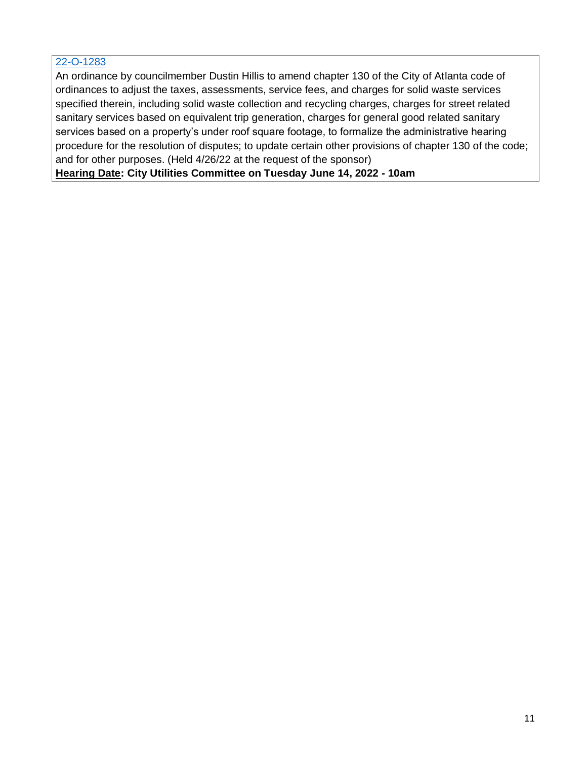22-O-1283

An ordinance by councilmember Dustin Hillis to amend chapter 130 of the City of Atlanta code of ordinances to adjust the taxes, assessments, service fees, and charges for solid waste services specified therein, including solid waste collection and recycling charges, charges for street related sanitary services based on equivalent trip generation, charges for general good related sanitary services based on a property's under roof square footage, to formalize the administrative hearing procedure for the resolution of disputes; to update certain other provisions of chapter 130 of the code; and for other purposes. (Held 4/26/22 at the request of the sponsor)

**Hearing Date: City Utilities Committee on Tuesday June 14, 2022 - 10am**